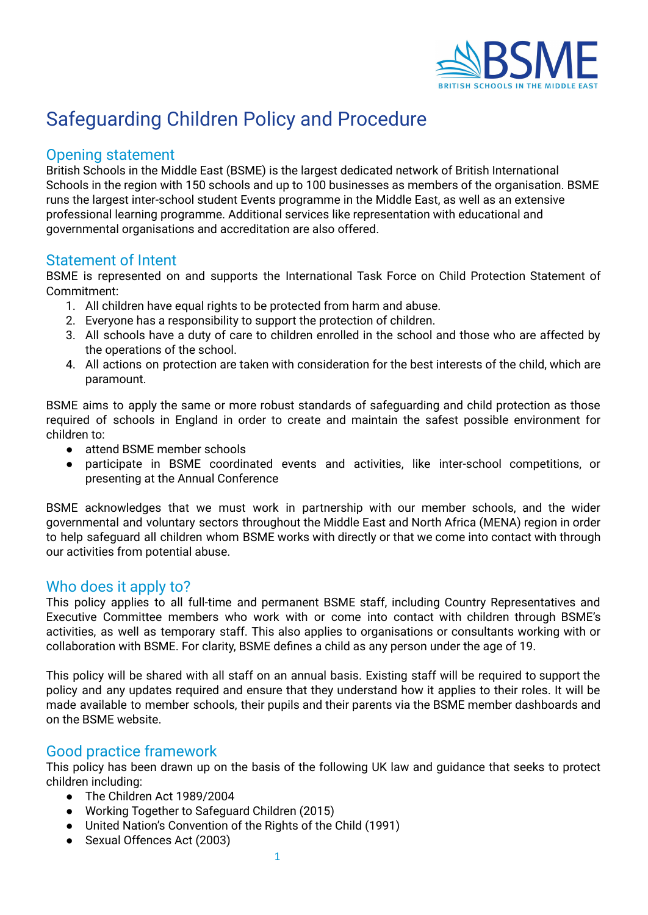# Safeguarding Children Policy and Procedure

## Opening statement

British Schools in the Middle East (BSME) is the largest dedicated network of British International Schools in the region with 150 schools and up to 100 businesses as members of the organisation. BSME runs the largest inter-school student Events programme in the Middle East, as well as an extensive professional learning programme. Additional services like representation with educational and governmental organisations and accreditation are also offered.

## Statement of Intent

BSME is represented on and supports the International Task Force on Child Protection Statement of Commitment:

1. All children have equal rights to be protected from harm and abuse.
2. Everyone has a responsibility to support the protection of children.
3. All schools have a duty of care to children enrolled in the school and those who are affected by the operations of the school.
4. All actions on protection are taken with consideration for the best interests of the child, which are paramount.

BSME aims to apply the same or more robust standards of safeguarding and child protection as those required of schools in England in order to create and maintain the safest possible environment for children to:

- attend BSME member schools
- participate in BSME coordinated events and activities, like inter-school competitions, or presenting at the Annual Conference

BSME acknowledges that we must work in partnership with our member schools, and the wider governmental and voluntary sectors throughout the Middle East and North Africa (MENA) region in order to help safeguard all children whom BSME works with directly or that we come into contact with through our activities from potential abuse.

## Who does it apply to?

This policy applies to all full-time and permanent BSME staff, including Country Representatives and Executive Committee members who work with or come into contact with children through BSME's activities, as well as temporary staff. This also applies to organisations or consultants working with or collaboration with BSME. For clarity, BSME defines a child as any person under the age of 19.

This policy will be shared with all staff on an annual basis. Existing staff will be required to support the policy and any updates required and ensure that they understand how it applies to their roles. It will be made available to member schools, their pupils and their parents via the BSME member dashboards and on the BSME website.

## Good practice framework

This policy has been drawn up on the basis of the following UK law and guidance that seeks to protect children including:

- The Children Act 1989/2004
- Working Together to Safeguard Children (2015)
- United Nation's Convention of the Rights of the Child (1991)
- Sexual Offences Act (2003)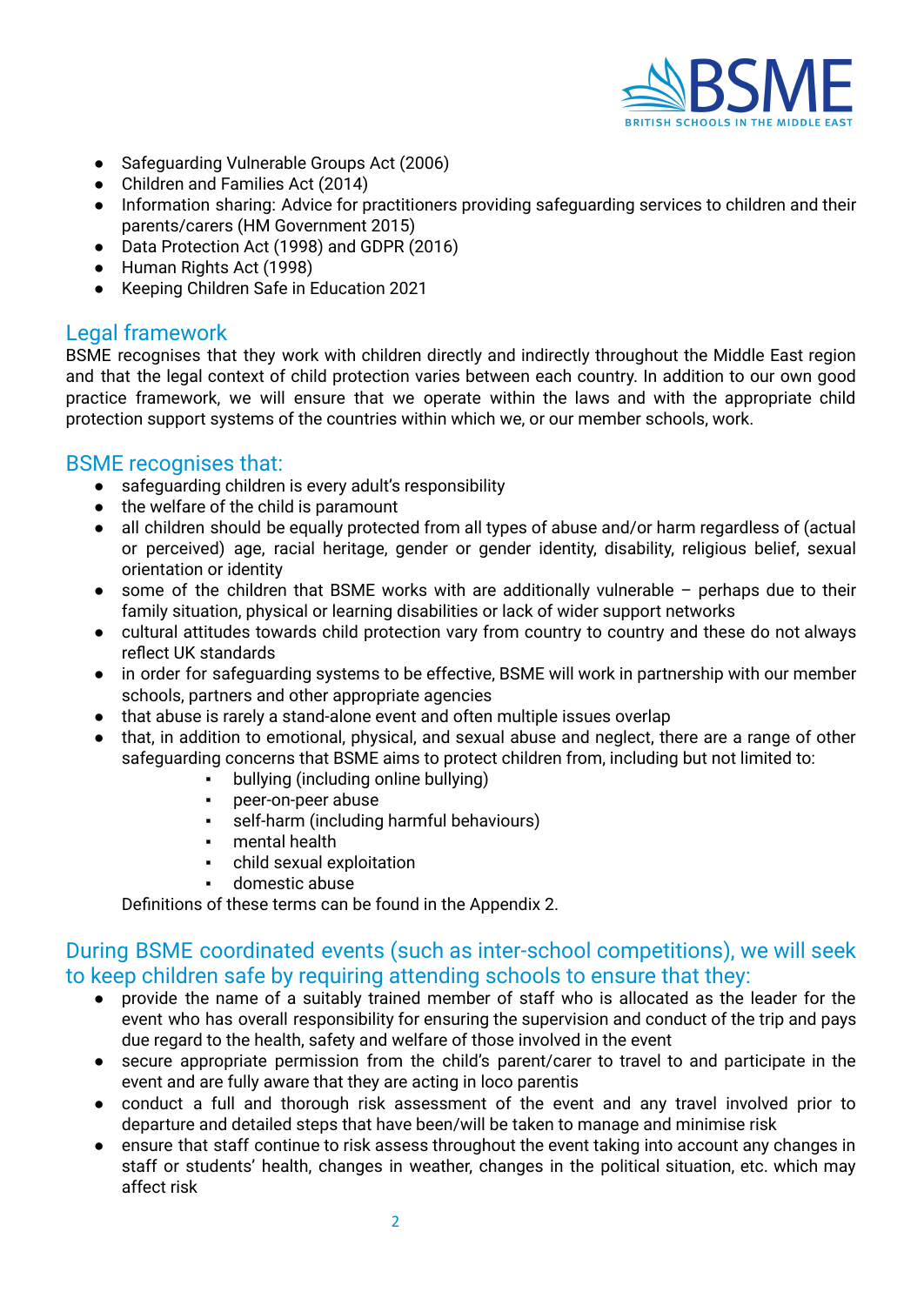- Safeguarding Vulnerable Groups Act (2006)
- Children and Families Act (2014)
- Information sharing: Advice for practitioners providing safeguarding services to children and their parents/carers (HM Government 2015)
- Data Protection Act (1998) and GDPR (2016)
- Human Rights Act (1998)
- Keeping Children Safe in Education 2021

## Legal framework

BSME recognises that they work with children directly and indirectly throughout the Middle East region and that the legal context of child protection varies between each country. In addition to our own good practice framework, we will ensure that we operate within the laws and with the appropriate child protection support systems of the countries within which we, or our member schools, work.

## BSME recognises that:

- safeguarding children is every adult's responsibility
- the welfare of the child is paramount
- all children should be equally protected from all types of abuse and/or harm regardless of (actual or perceived) age, racial heritage, gender or gender identity, disability, religious belief, sexual orientation or identity
- some of the children that BSME works with are additionally vulnerable – perhaps due to their family situation, physical or learning disabilities or lack of wider support networks
- cultural attitudes towards child protection vary from country to country and these do not always reflect UK standards
- in order for safeguarding systems to be effective, BSME will work in partnership with our member schools, partners and other appropriate agencies
- that abuse is rarely a stand-alone event and often multiple issues overlap
- that, in addition to emotional, physical, and sexual abuse and neglect, there are a range of other safeguarding concerns that BSME aims to protect children from, including but not limited to:
    - bullying (including online bullying)
    - peer-on-peer abuse
    - self-harm (including harmful behaviours)
    - mental health
    - child sexual exploitation
    - domestic abuse

  Definitions of these terms can be found in the Appendix 2.

## During BSME coordinated events (such as inter-school competitions), we will seek to keep children safe by requiring attending schools to ensure that they:

- provide the name of a suitably trained member of staff who is allocated as the leader for the event who has overall responsibility for ensuring the supervision and conduct of the trip and pays due regard to the health, safety and welfare of those involved in the event
- secure appropriate permission from the child's parent/carer to travel to and participate in the event and are fully aware that they are acting in loco parentis
- conduct a full and thorough risk assessment of the event and any travel involved prior to departure and detailed steps that have been/will be taken to manage and minimise risk
- ensure that staff continue to risk assess throughout the event taking into account any changes in staff or students' health, changes in weather, changes in the political situation, etc. which may affect risk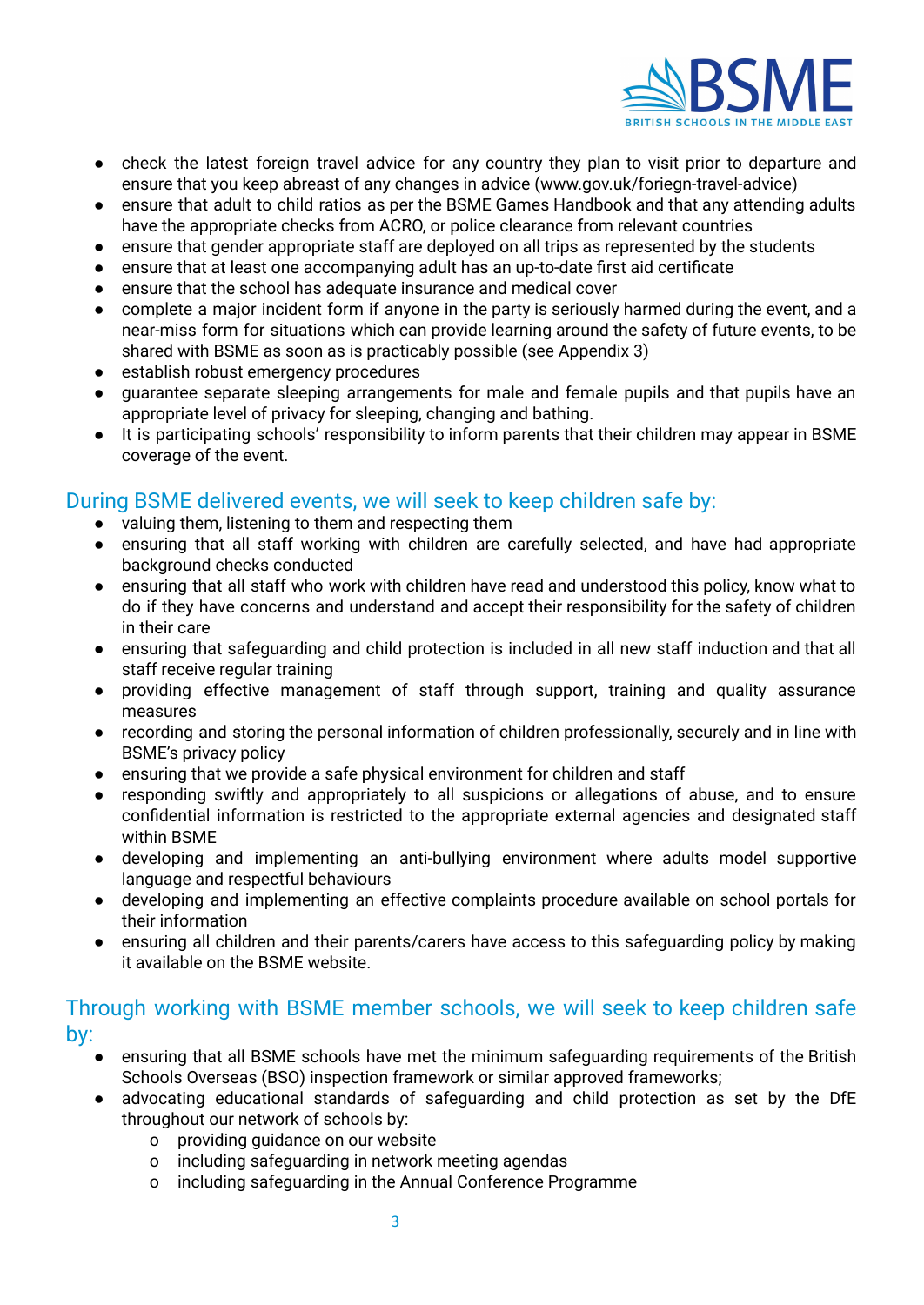- check the latest foreign travel advice for any country they plan to visit prior to departure and ensure that you keep abreast of any changes in advice (www.gov.uk/foriegn-travel-advice)
- ensure that adult to child ratios as per the BSME Games Handbook and that any attending adults have the appropriate checks from ACRO, or police clearance from relevant countries
- ensure that gender appropriate staff are deployed on all trips as represented by the students
- ensure that at least one accompanying adult has an up-to-date first aid certificate
- ensure that the school has adequate insurance and medical cover
- complete a major incident form if anyone in the party is seriously harmed during the event, and a near-miss form for situations which can provide learning around the safety of future events, to be shared with BSME as soon as is practicably possible (see Appendix 3)
- establish robust emergency procedures
- guarantee separate sleeping arrangements for male and female pupils and that pupils have an appropriate level of privacy for sleeping, changing and bathing.
- It is participating schools' responsibility to inform parents that their children may appear in BSME coverage of the event.

## During BSME delivered events, we will seek to keep children safe by:

- valuing them, listening to them and respecting them
- ensuring that all staff working with children are carefully selected, and have had appropriate background checks conducted
- ensuring that all staff who work with children have read and understood this policy, know what to do if they have concerns and understand and accept their responsibility for the safety of children in their care
- ensuring that safeguarding and child protection is included in all new staff induction and that all staff receive regular training
- providing effective management of staff through support, training and quality assurance measures
- recording and storing the personal information of children professionally, securely and in line with BSME's privacy policy
- ensuring that we provide a safe physical environment for children and staff
- responding swiftly and appropriately to all suspicions or allegations of abuse, and to ensure confidential information is restricted to the appropriate external agencies and designated staff within BSME
- developing and implementing an anti-bullying environment where adults model supportive language and respectful behaviours
- developing and implementing an effective complaints procedure available on school portals for their information
- ensuring all children and their parents/carers have access to this safeguarding policy by making it available on the BSME website.

## Through working with BSME member schools, we will seek to keep children safe by:

- ensuring that all BSME schools have met the minimum safeguarding requirements of the British Schools Overseas (BSO) inspection framework or similar approved frameworks;
- advocating educational standards of safeguarding and child protection as set by the DfE throughout our network of schools by:
  - providing guidance on our website
  - including safeguarding in network meeting agendas
  - including safeguarding in the Annual Conference Programme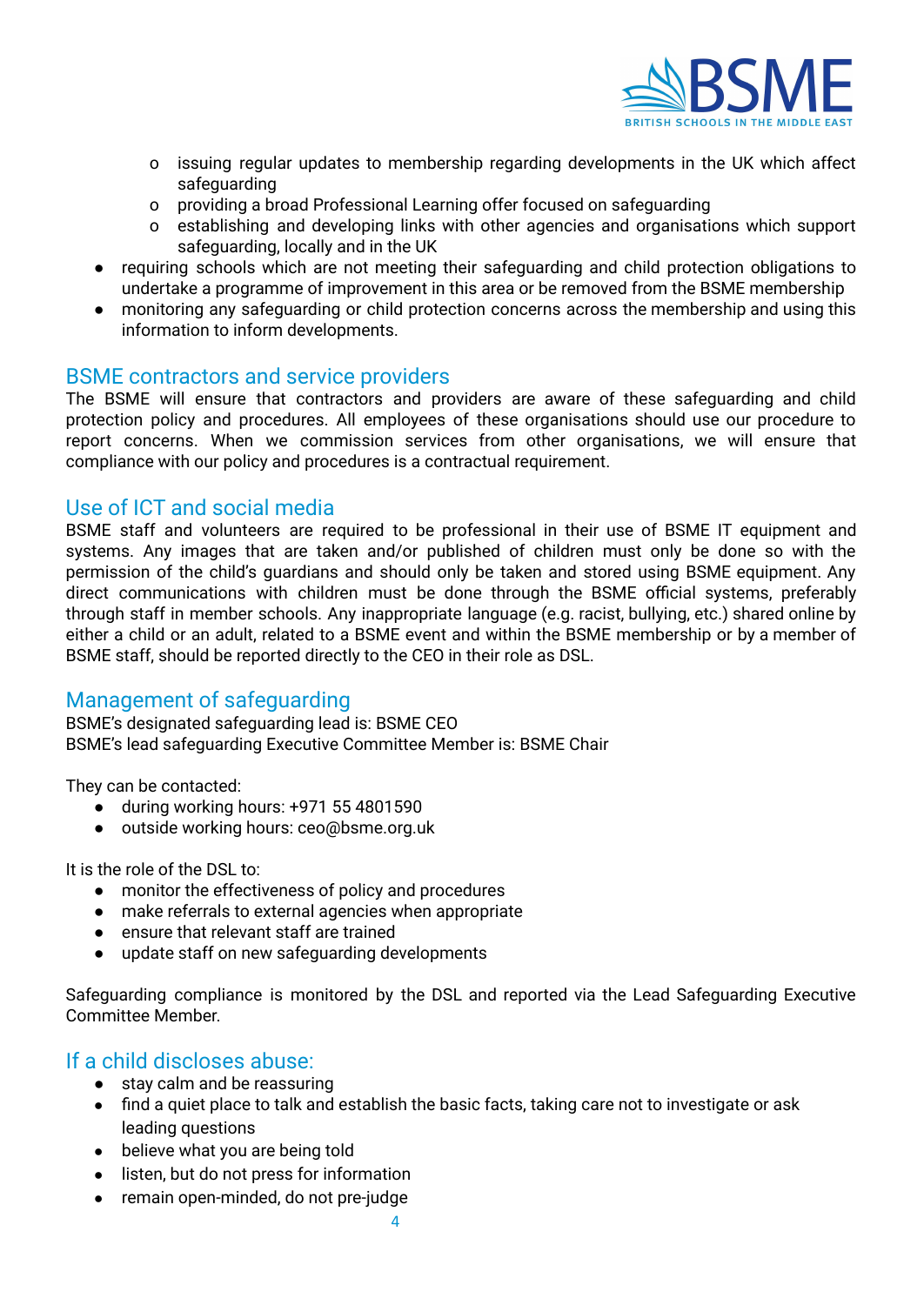- issuing regular updates to membership regarding developments in the UK which affect safeguarding
  - providing a broad Professional Learning offer focused on safeguarding
  - establishing and developing links with other agencies and organisations which support safeguarding, locally and in the UK
- requiring schools which are not meeting their safeguarding and child protection obligations to undertake a programme of improvement in this area or be removed from the BSME membership
- monitoring any safeguarding or child protection concerns across the membership and using this information to inform developments.

## BSME contractors and service providers

The BSME will ensure that contractors and providers are aware of these safeguarding and child protection policy and procedures. All employees of these organisations should use our procedure to report concerns. When we commission services from other organisations, we will ensure that compliance with our policy and procedures is a contractual requirement.

## Use of ICT and social media

BSME staff and volunteers are required to be professional in their use of BSME IT equipment and systems. Any images that are taken and/or published of children must only be done so with the permission of the child's guardians and should only be taken and stored using BSME equipment. Any direct communications with children must be done through the BSME official systems, preferably through staff in member schools. Any inappropriate language (e.g. racist, bullying, etc.) shared online by either a child or an adult, related to a BSME event and within the BSME membership or by a member of BSME staff, should be reported directly to the CEO in their role as DSL.

## Management of safeguarding

BSME's designated safeguarding lead is: BSME CEO
BSME's lead safeguarding Executive Committee Member is: BSME Chair

They can be contacted:

- during working hours: +971 55 4801590
- outside working hours: ceo@bsme.org.uk

It is the role of the DSL to:

- monitor the effectiveness of policy and procedures
- make referrals to external agencies when appropriate
- ensure that relevant staff are trained
- update staff on new safeguarding developments

Safeguarding compliance is monitored by the DSL and reported via the Lead Safeguarding Executive Committee Member.

## If a child discloses abuse:

- stay calm and be reassuring
- find a quiet place to talk and establish the basic facts, taking care not to investigate or ask leading questions
- believe what you are being told
- listen, but do not press for information
- remain open-minded, do not pre-judge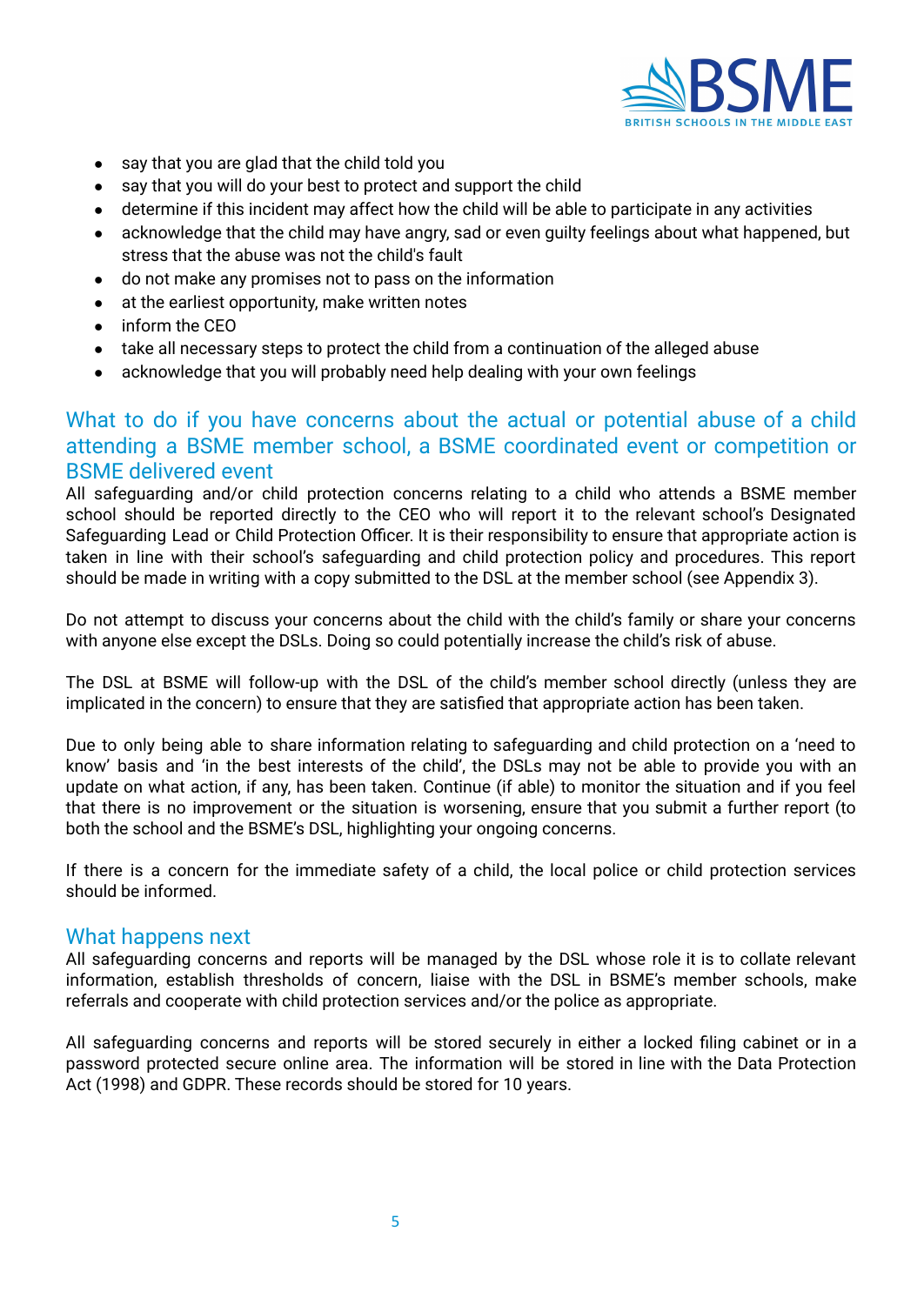- say that you are glad that the child told you
- say that you will do your best to protect and support the child
- determine if this incident may affect how the child will be able to participate in any activities
- acknowledge that the child may have angry, sad or even guilty feelings about what happened, but stress that the abuse was not the child's fault
- do not make any promises not to pass on the information
- at the earliest opportunity, make written notes
- inform the CEO
- take all necessary steps to protect the child from a continuation of the alleged abuse
- acknowledge that you will probably need help dealing with your own feelings

## What to do if you have concerns about the actual or potential abuse of a child attending a BSME member school, a BSME coordinated event or competition or BSME delivered event

All safeguarding and/or child protection concerns relating to a child who attends a BSME member school should be reported directly to the CEO who will report it to the relevant school's Designated Safeguarding Lead or Child Protection Officer. It is their responsibility to ensure that appropriate action is taken in line with their school's safeguarding and child protection policy and procedures. This report should be made in writing with a copy submitted to the DSL at the member school (see Appendix 3).

Do not attempt to discuss your concerns about the child with the child's family or share your concerns with anyone else except the DSLs. Doing so could potentially increase the child's risk of abuse.

The DSL at BSME will follow-up with the DSL of the child's member school directly (unless they are implicated in the concern) to ensure that they are satisfied that appropriate action has been taken.

Due to only being able to share information relating to safeguarding and child protection on a 'need to know' basis and 'in the best interests of the child', the DSLs may not be able to provide you with an update on what action, if any, has been taken. Continue (if able) to monitor the situation and if you feel that there is no improvement or the situation is worsening, ensure that you submit a further report (to both the school and the BSME's DSL, highlighting your ongoing concerns.

If there is a concern for the immediate safety of a child, the local police or child protection services should be informed.

## What happens next

All safeguarding concerns and reports will be managed by the DSL whose role it is to collate relevant information, establish thresholds of concern, liaise with the DSL in BSME's member schools, make referrals and cooperate with child protection services and/or the police as appropriate.

All safeguarding concerns and reports will be stored securely in either a locked filing cabinet or in a password protected secure online area. The information will be stored in line with the Data Protection Act (1998) and GDPR. These records should be stored for 10 years.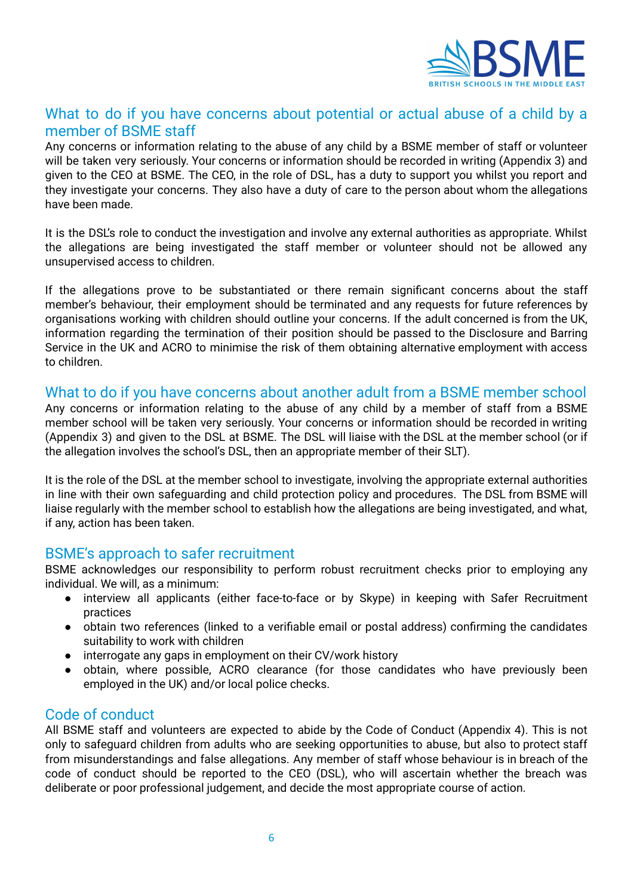## What to do if you have concerns about potential or actual abuse of a child by a member of BSME staff

Any concerns or information relating to the abuse of any child by a BSME member of staff or volunteer will be taken very seriously. Your concerns or information should be recorded in writing (Appendix 3) and given to the CEO at BSME. The CEO, in the role of DSL, has a duty to support you whilst you report and they investigate your concerns. They also have a duty of care to the person about whom the allegations have been made.

It is the DSL's role to conduct the investigation and involve any external authorities as appropriate. Whilst the allegations are being investigated the staff member or volunteer should not be allowed any unsupervised access to children.

If the allegations prove to be substantiated or there remain significant concerns about the staff member's behaviour, their employment should be terminated and any requests for future references by organisations working with children should outline your concerns. If the adult concerned is from the UK, information regarding the termination of their position should be passed to the Disclosure and Barring Service in the UK and ACRO to minimise the risk of them obtaining alternative employment with access to children.

## What to do if you have concerns about another adult from a BSME member school

Any concerns or information relating to the abuse of any child by a member of staff from a BSME member school will be taken very seriously. Your concerns or information should be recorded in writing (Appendix 3) and given to the DSL at BSME. The DSL will liaise with the DSL at the member school (or if the allegation involves the school's DSL, then an appropriate member of their SLT).

It is the role of the DSL at the member school to investigate, involving the appropriate external authorities in line with their own safeguarding and child protection policy and procedures. The DSL from BSME will liaise regularly with the member school to establish how the allegations are being investigated, and what, if any, action has been taken.

## BSME's approach to safer recruitment

BSME acknowledges our responsibility to perform robust recruitment checks prior to employing any individual. We will, as a minimum:

- interview all applicants (either face-to-face or by Skype) in keeping with Safer Recruitment practices
- obtain two references (linked to a verifiable email or postal address) confirming the candidates suitability to work with children
- interrogate any gaps in employment on their CV/work history
- obtain, where possible, ACRO clearance (for those candidates who have previously been employed in the UK) and/or local police checks.

## Code of conduct

All BSME staff and volunteers are expected to abide by the Code of Conduct (Appendix 4). This is not only to safeguard children from adults who are seeking opportunities to abuse, but also to protect staff from misunderstandings and false allegations. Any member of staff whose behaviour is in breach of the code of conduct should be reported to the CEO (DSL), who will ascertain whether the breach was deliberate or poor professional judgement, and decide the most appropriate course of action.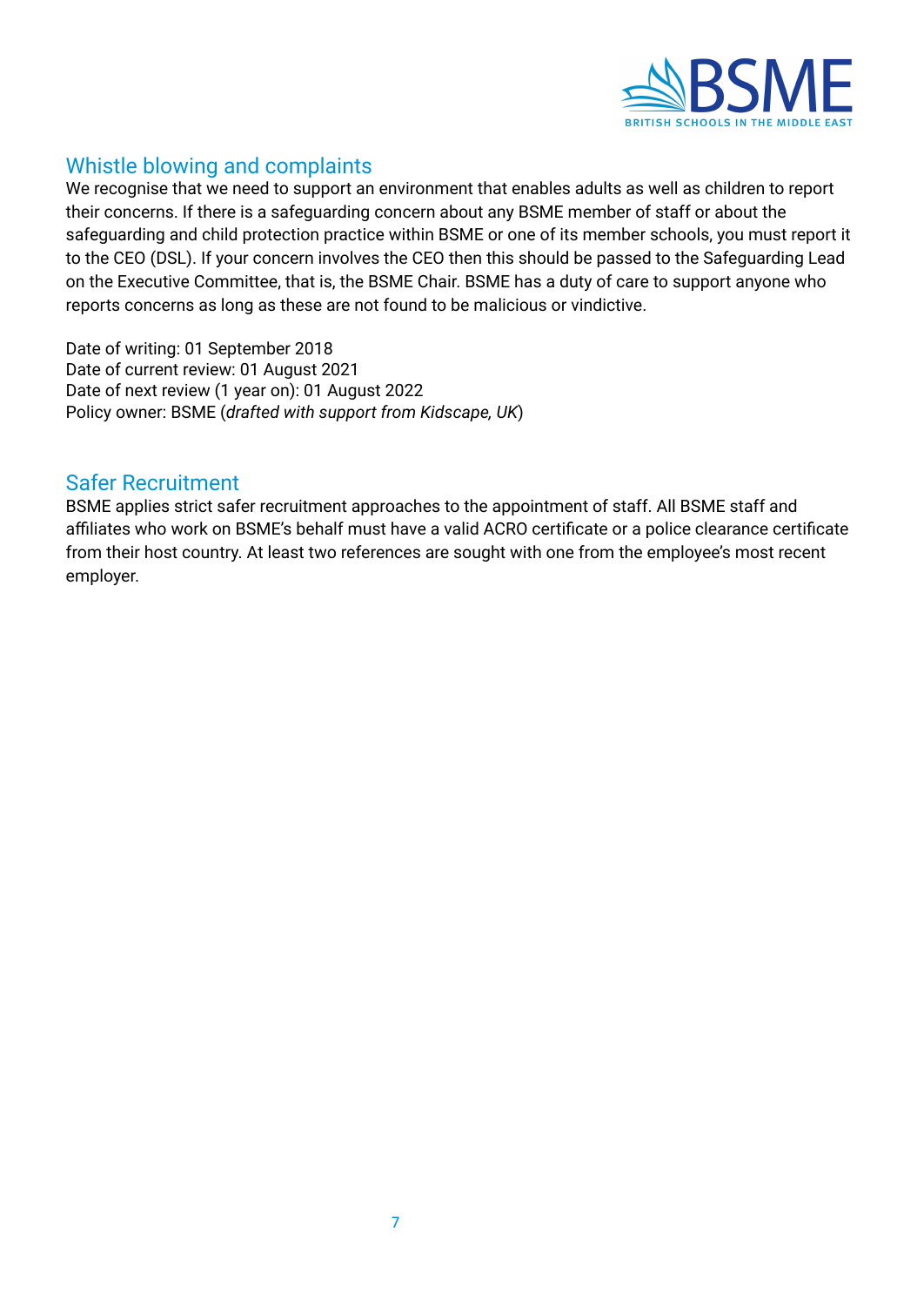## Whistle blowing and complaints

We recognise that we need to support an environment that enables adults as well as children to report their concerns. If there is a safeguarding concern about any BSME member of staff or about the safeguarding and child protection practice within BSME or one of its member schools, you must report it to the CEO (DSL). If your concern involves the CEO then this should be passed to the Safeguarding Lead on the Executive Committee, that is, the BSME Chair. BSME has a duty of care to support anyone who reports concerns as long as these are not found to be malicious or vindictive.

Date of writing: 01 September 2018
Date of current review: 01 August 2021
Date of next review (1 year on): 01 August 2022
Policy owner: BSME (*drafted with support from Kidscape, UK*)

## Safer Recruitment

BSME applies strict safer recruitment approaches to the appointment of staff. All BSME staff and affiliates who work on BSME's behalf must have a valid ACRO certificate or a police clearance certificate from their host country. At least two references are sought with one from the employee's most recent employer.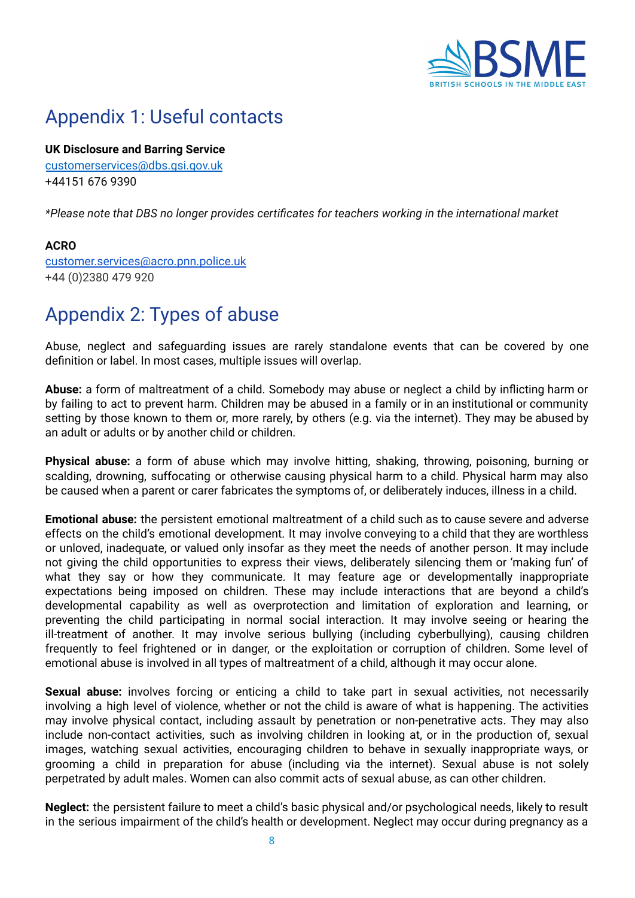# Appendix 1: Useful contacts

**UK Disclosure and Barring Service**
customerservices@dbs.gsi.gov.uk
+44151 676 9390

*\*Please note that DBS no longer provides certificates for teachers working in the international market*

**ACRO**
customer.services@acro.pnn.police.uk
+44 (0)2380 479 920

# Appendix 2: Types of abuse

Abuse, neglect and safeguarding issues are rarely standalone events that can be covered by one definition or label. In most cases, multiple issues will overlap.

**Abuse:** a form of maltreatment of a child. Somebody may abuse or neglect a child by inflicting harm or by failing to act to prevent harm. Children may be abused in a family or in an institutional or community setting by those known to them or, more rarely, by others (e.g. via the internet). They may be abused by an adult or adults or by another child or children.

**Physical abuse:** a form of abuse which may involve hitting, shaking, throwing, poisoning, burning or scalding, drowning, suffocating or otherwise causing physical harm to a child. Physical harm may also be caused when a parent or carer fabricates the symptoms of, or deliberately induces, illness in a child.

**Emotional abuse:** the persistent emotional maltreatment of a child such as to cause severe and adverse effects on the child's emotional development. It may involve conveying to a child that they are worthless or unloved, inadequate, or valued only insofar as they meet the needs of another person. It may include not giving the child opportunities to express their views, deliberately silencing them or 'making fun' of what they say or how they communicate. It may feature age or developmentally inappropriate expectations being imposed on children. These may include interactions that are beyond a child's developmental capability as well as overprotection and limitation of exploration and learning, or preventing the child participating in normal social interaction. It may involve seeing or hearing the ill-treatment of another. It may involve serious bullying (including cyberbullying), causing children frequently to feel frightened or in danger, or the exploitation or corruption of children. Some level of emotional abuse is involved in all types of maltreatment of a child, although it may occur alone.

**Sexual abuse:** involves forcing or enticing a child to take part in sexual activities, not necessarily involving a high level of violence, whether or not the child is aware of what is happening. The activities may involve physical contact, including assault by penetration or non-penetrative acts. They may also include non-contact activities, such as involving children in looking at, or in the production of, sexual images, watching sexual activities, encouraging children to behave in sexually inappropriate ways, or grooming a child in preparation for abuse (including via the internet). Sexual abuse is not solely perpetrated by adult males. Women can also commit acts of sexual abuse, as can other children.

**Neglect:** the persistent failure to meet a child's basic physical and/or psychological needs, likely to result in the serious impairment of the child's health or development. Neglect may occur during pregnancy as a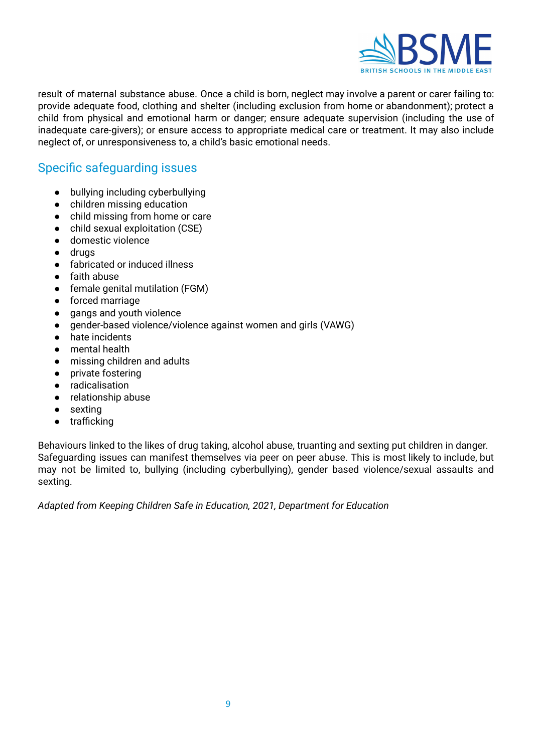result of maternal substance abuse. Once a child is born, neglect may involve a parent or carer failing to: provide adequate food, clothing and shelter (including exclusion from home or abandonment); protect a child from physical and emotional harm or danger; ensure adequate supervision (including the use of inadequate care-givers); or ensure access to appropriate medical care or treatment. It may also include neglect of, or unresponsiveness to, a child's basic emotional needs.

## Specific safeguarding issues

- bullying including cyberbullying
- children missing education
- child missing from home or care
- child sexual exploitation (CSE)
- domestic violence
- drugs
- fabricated or induced illness
- faith abuse
- female genital mutilation (FGM)
- forced marriage
- gangs and youth violence
- gender-based violence/violence against women and girls (VAWG)
- hate incidents
- mental health
- missing children and adults
- private fostering
- radicalisation
- relationship abuse
- sexting
- trafficking

Behaviours linked to the likes of drug taking, alcohol abuse, truanting and sexting put children in danger. Safeguarding issues can manifest themselves via peer on peer abuse. This is most likely to include, but may not be limited to, bullying (including cyberbullying), gender based violence/sexual assaults and sexting.

*Adapted from Keeping Children Safe in Education, 2021, Department for Education*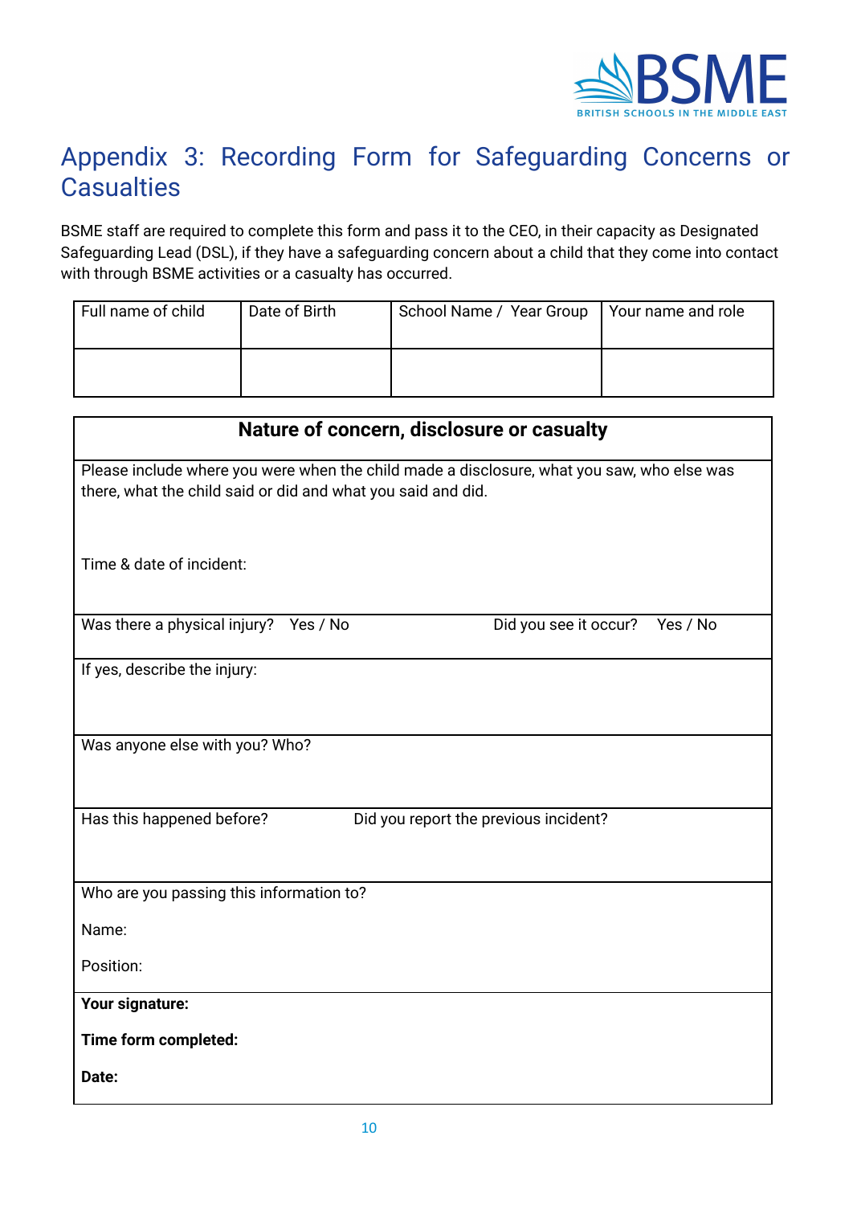# Appendix 3: Recording Form for Safeguarding Concerns or Casualties

BSME staff are required to complete this form and pass it to the CEO, in their capacity as Designated Safeguarding Lead (DSL), if they have a safeguarding concern about a child that they come into contact with through BSME activities or a casualty has occurred.

| Full name of child | Date of Birth | School Name / Year Group | Your name and role |
|---|---|---|---|
| | | | |

| **Nature of concern, disclosure or casualty** | |
|---|---|
| Please include where you were when the child made a disclosure, what you saw, who else was there, what the child said or did and what you said and did.<br><br>Time & date of incident: | |
| Was there a physical injury? Yes / No | Did you see it occur? Yes / No |
| If yes, describe the injury: | |
| Was anyone else with you? Who? | |
| Has this happened before? | Did you report the previous incident? |
| Who are you passing this information to?<br><br>Name:<br><br>Position: | |
| **Your signature:**<br><br>**Time form completed:**<br><br>**Date:** | |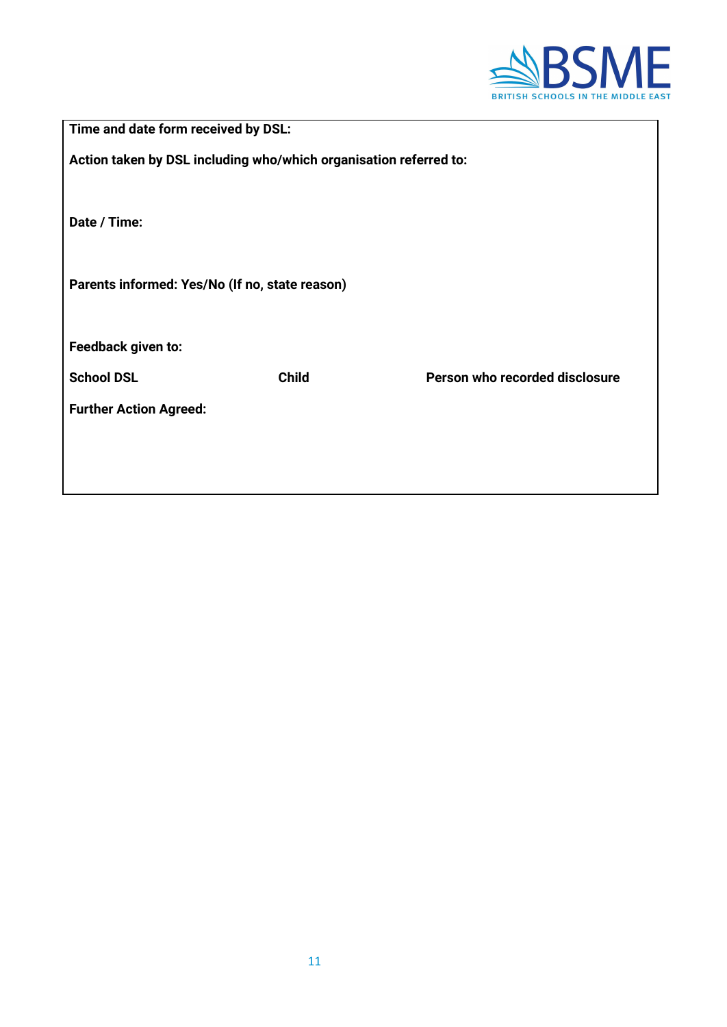**Time and date form received by DSL:**

**Action taken by DSL including who/which organisation referred to:**

**Date / Time:**

**Parents informed: Yes/No (If no, state reason)**

**Feedback given to:**

| **School DSL** | **Child** | **Person who recorded disclosure** |
| --- | --- | --- |

**Further Action Agreed:**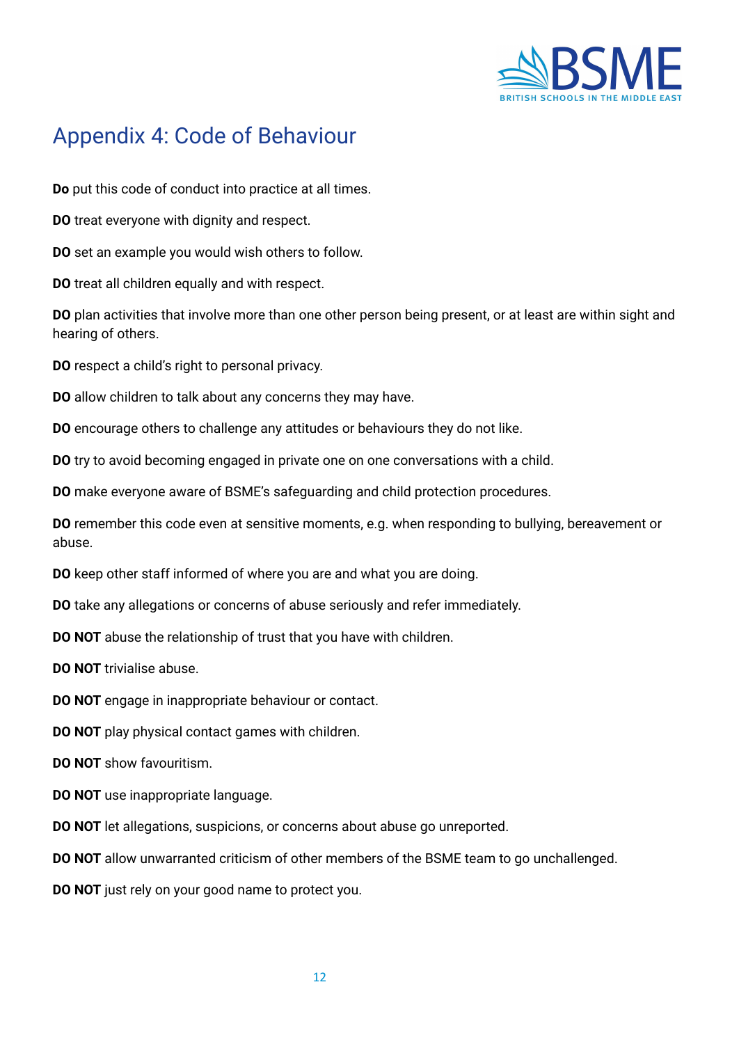# Appendix 4: Code of Behaviour

**Do** put this code of conduct into practice at all times.

**DO** treat everyone with dignity and respect.

**DO** set an example you would wish others to follow.

**DO** treat all children equally and with respect.

**DO** plan activities that involve more than one other person being present, or at least are within sight and hearing of others.

**DO** respect a child's right to personal privacy.

**DO** allow children to talk about any concerns they may have.

**DO** encourage others to challenge any attitudes or behaviours they do not like.

**DO** try to avoid becoming engaged in private one on one conversations with a child.

**DO** make everyone aware of BSME's safeguarding and child protection procedures.

**DO** remember this code even at sensitive moments, e.g. when responding to bullying, bereavement or abuse.

**DO** keep other staff informed of where you are and what you are doing.

**DO** take any allegations or concerns of abuse seriously and refer immediately.

**DO NOT** abuse the relationship of trust that you have with children.

**DO NOT** trivialise abuse.

**DO NOT** engage in inappropriate behaviour or contact.

**DO NOT** play physical contact games with children.

**DO NOT** show favouritism.

**DO NOT** use inappropriate language.

**DO NOT** let allegations, suspicions, or concerns about abuse go unreported.

**DO NOT** allow unwarranted criticism of other members of the BSME team to go unchallenged.

**DO NOT** just rely on your good name to protect you.